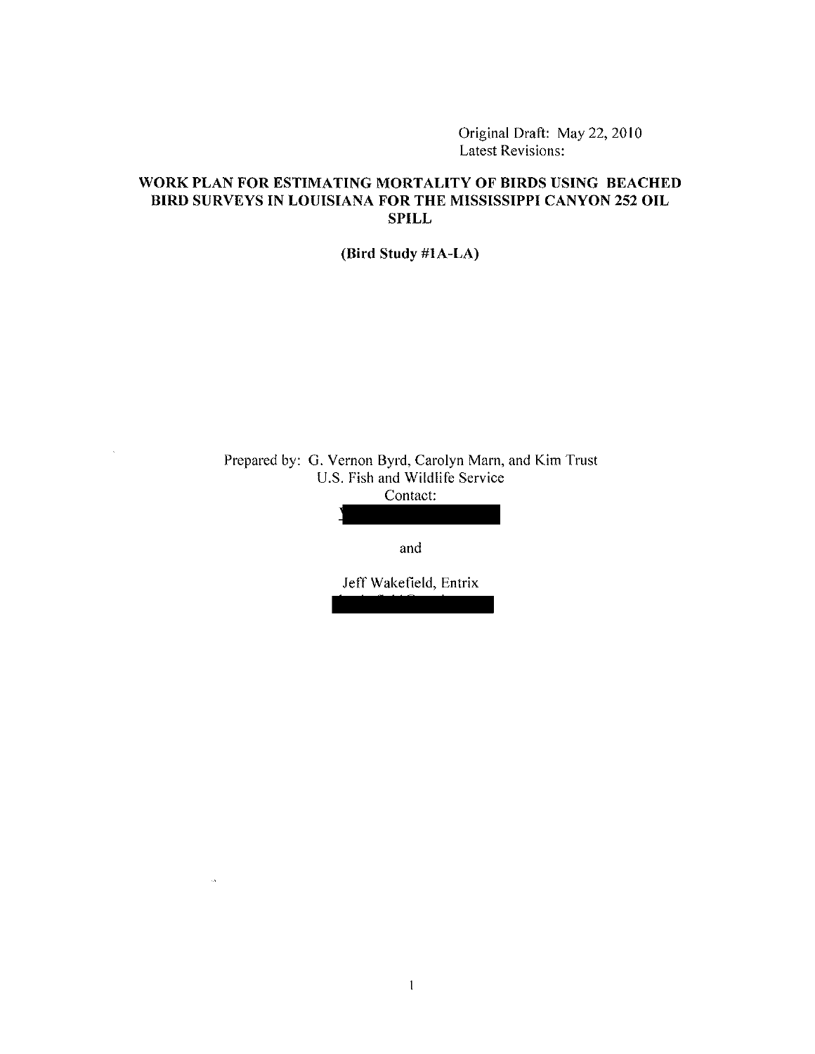Original Draft: May 22, 2010
Latest Revisions:

# WORK PLAN FOR ESTIMATING MORTALITY OF BIRDS USING BEACHED BIRD SURVEYS IN LOUISIANA FOR THE MISSISSIPPI CANYON 252 OIL SPILL

**(Bird Study #1A-LA)**

Prepared by: G. Vernon Byrd, Carolyn Marn, and Kim Trust
U.S. Fish and Wildlife Service
Contact:

and

Jeff Wakefield, Entrix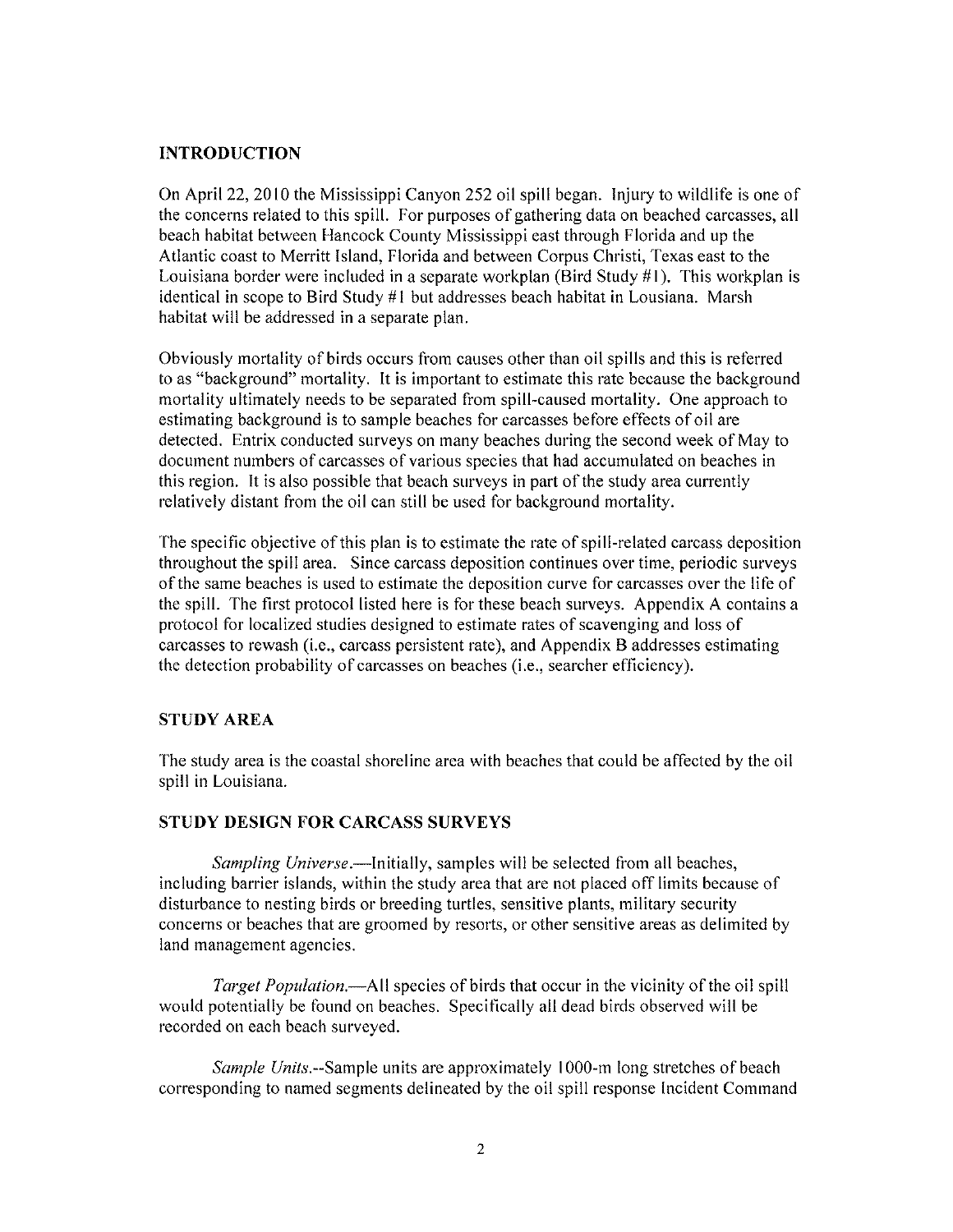## INTRODUCTION

On April 22, 2010 the Mississippi Canyon 252 oil spill began. Injury to wildlife is one of the concerns related to this spill. For purposes of gathering data on beached carcasses, all beach habitat between Hancock County Mississippi east through Florida and up the Atlantic coast to Merritt Island, Florida and between Corpus Christi, Texas east to the Louisiana border were included in a separate workplan (Bird Study #1). This workplan is identical in scope to Bird Study #1 but addresses beach habitat in Lousiana. Marsh habitat will be addressed in a separate plan.

Obviously mortality of birds occurs from causes other than oil spills and this is referred to as "background" mortality. It is important to estimate this rate because the background mortality ultimately needs to be separated from spill-caused mortality. One approach to estimating background is to sample beaches for carcasses before effects of oil are detected. Entrix conducted surveys on many beaches during the second week of May to document numbers of carcasses of various species that had accumulated on beaches in this region. It is also possible that beach surveys in part of the study area currently relatively distant from the oil can still be used for background mortality.

The specific objective of this plan is to estimate the rate of spill-related carcass deposition throughout the spill area. Since carcass deposition continues over time, periodic surveys of the same beaches is used to estimate the deposition curve for carcasses over the life of the spill. The first protocol listed here is for these beach surveys. Appendix A contains a protocol for localized studies designed to estimate rates of scavenging and loss of carcasses to rewash (i.e., carcass persistent rate), and Appendix B addresses estimating the detection probability of carcasses on beaches (i.e., searcher efficiency).

## STUDY AREA

The study area is the coastal shoreline area with beaches that could be affected by the oil spill in Louisiana.

## STUDY DESIGN FOR CARCASS SURVEYS

*Sampling Universe*.—Initially, samples will be selected from all beaches, including barrier islands, within the study area that are not placed off limits because of disturbance to nesting birds or breeding turtles, sensitive plants, military security concerns or beaches that are groomed by resorts, or other sensitive areas as delimited by land management agencies.

*Target Population*.—All species of birds that occur in the vicinity of the oil spill would potentially be found on beaches. Specifically all dead birds observed will be recorded on each beach surveyed.

*Sample Units*.--Sample units are approximately 1000-m long stretches of beach corresponding to named segments delineated by the oil spill response Incident Command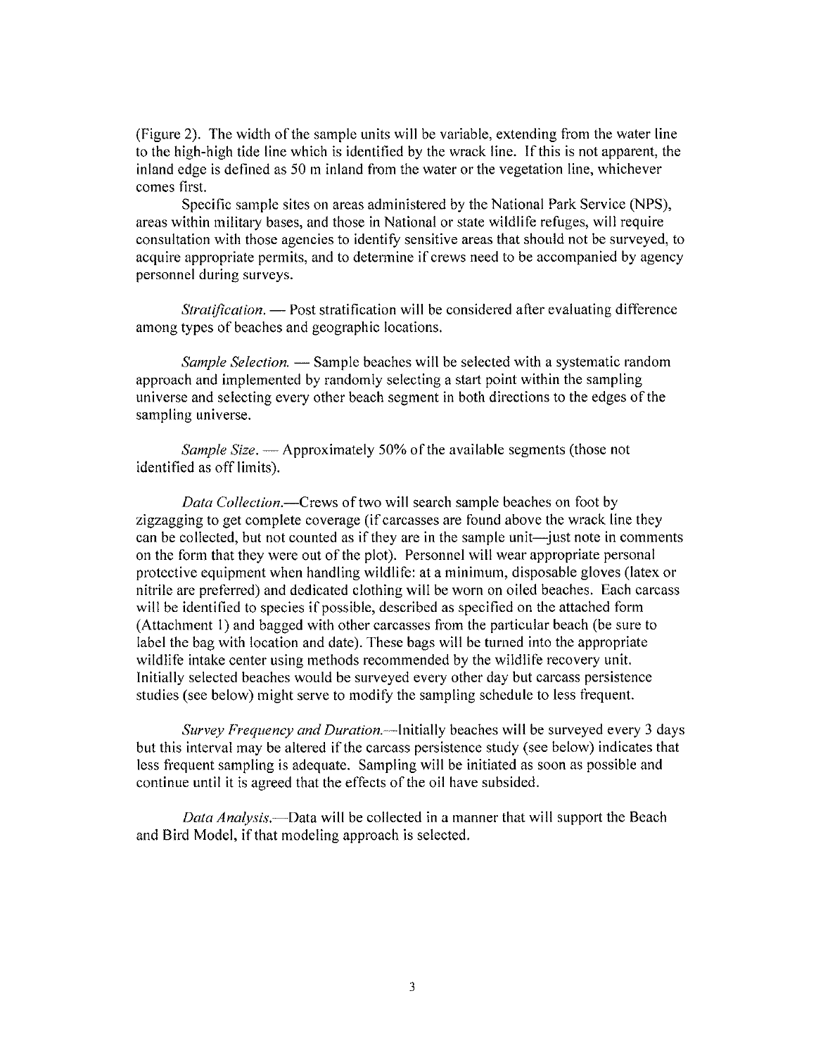(Figure 2). The width of the sample units will be variable, extending from the water line to the high-high tide line which is identified by the wrack line. If this is not apparent, the inland edge is defined as 50 m inland from the water or the vegetation line, whichever comes first.

Specific sample sites on areas administered by the National Park Service (NPS), areas within military bases, and those in National or state wildlife refuges, will require consultation with those agencies to identify sensitive areas that should not be surveyed, to acquire appropriate permits, and to determine if crews need to be accompanied by agency personnel during surveys.

*Stratification.* — Post stratification will be considered after evaluating difference among types of beaches and geographic locations.

*Sample Selection.* — Sample beaches will be selected with a systematic random approach and implemented by randomly selecting a start point within the sampling universe and selecting every other beach segment in both directions to the edges of the sampling universe.

*Sample Size.* — Approximately 50% of the available segments (those not identified as off limits).

*Data Collection.*—Crews of two will search sample beaches on foot by zigzagging to get complete coverage (if carcasses are found above the wrack line they can be collected, but not counted as if they are in the sample unit—just note in comments on the form that they were out of the plot). Personnel will wear appropriate personal protective equipment when handling wildlife: at a minimum, disposable gloves (latex or nitrile are preferred) and dedicated clothing will be worn on oiled beaches. Each carcass will be identified to species if possible, described as specified on the attached form (Attachment 1) and bagged with other carcasses from the particular beach (be sure to label the bag with location and date). These bags will be turned into the appropriate wildlife intake center using methods recommended by the wildlife recovery unit. Initially selected beaches would be surveyed every other day but carcass persistence studies (see below) might serve to modify the sampling schedule to less frequent.

*Survey Frequency and Duration.*—Initially beaches will be surveyed every 3 days but this interval may be altered if the carcass persistence study (see below) indicates that less frequent sampling is adequate. Sampling will be initiated as soon as possible and continue until it is agreed that the effects of the oil have subsided.

*Data Analysis.*—Data will be collected in a manner that will support the Beach and Bird Model, if that modeling approach is selected.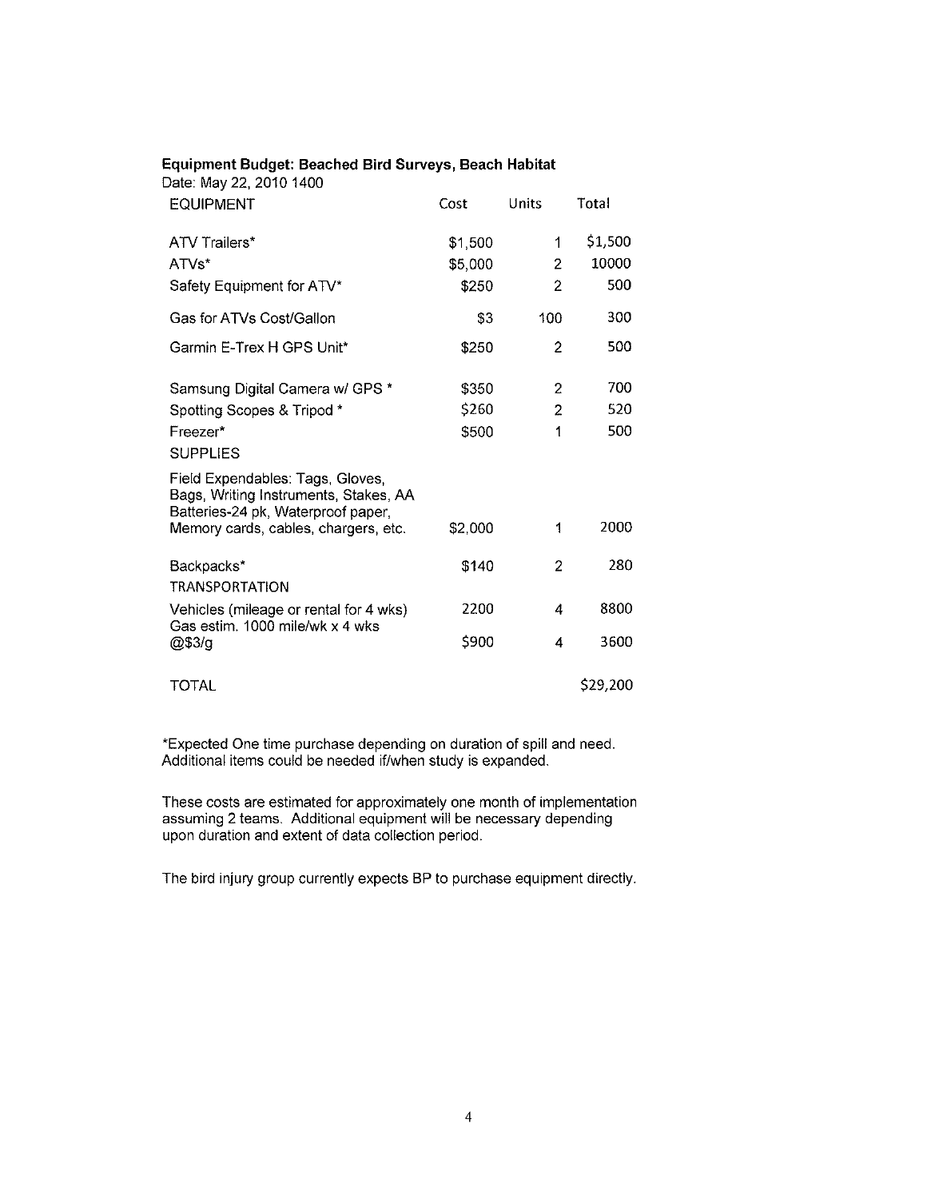**Equipment Budget: Beached Bird Surveys, Beach Habitat**

Date: May 22, 2010 1400

| EQUIPMENT | Cost | Units | Total |
|---|---|---|---|
| ATV Trailers* | $1,500 | 1 | $1,500 |
| ATVs* | $5,000 | 2 | 10000 |
| Safety Equipment for ATV* | $250 | 2 | 500 |
| Gas for ATVs Cost/Gallon | $3 | 100 | 300 |
| Garmin E-Trex H GPS Unit* | $250 | 2 | 500 |
| Samsung Digital Camera w/ GPS * | $350 | 2 | 700 |
| Spotting Scopes & Tripod * | $260 | 2 | 520 |
| Freezer* | $500 | 1 | 500 |
| SUPPLIES | | | |
| Field Expendables: Tags, Gloves, Bags, Writing Instruments, Stakes, AA Batteries-24 pk, Waterproof paper, Memory cards, cables, chargers, etc. | $2,000 | 1 | 2000 |
| Backpacks* | $140 | 2 | 280 |
| TRANSPORTATION | | | |
| Vehicles (mileage or rental for 4 wks) | 2200 | 4 | 8800 |
| Gas estim. 1000 mile/wk x 4 wks @$3/g | $900 | 4 | 3600 |
| TOTAL | | | $29,200 |

*Expected One time purchase depending on duration of spill and need. Additional items could be needed if/when study is expanded.

These costs are estimated for approximately one month of implementation assuming 2 teams. Additional equipment will be necessary depending upon duration and extent of data collection period.

The bird injury group currently expects BP to purchase equipment directly.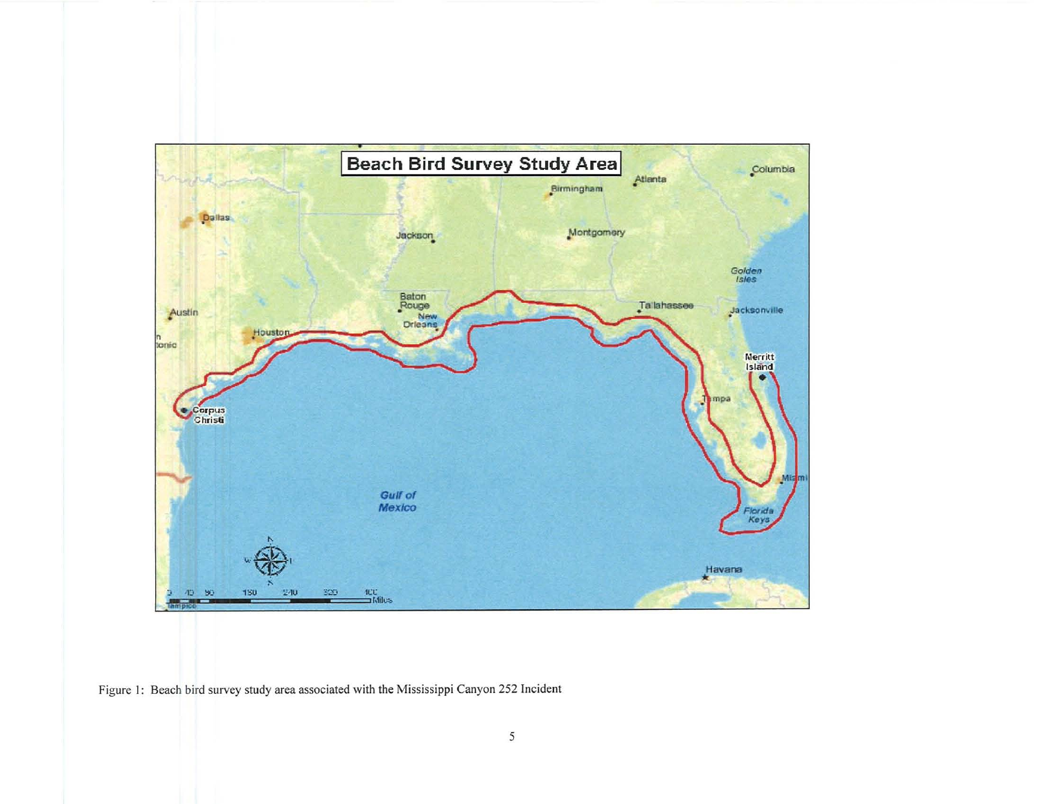Figure 1: Beach bird survey study area associated with the Mississippi Canyon 252 Incident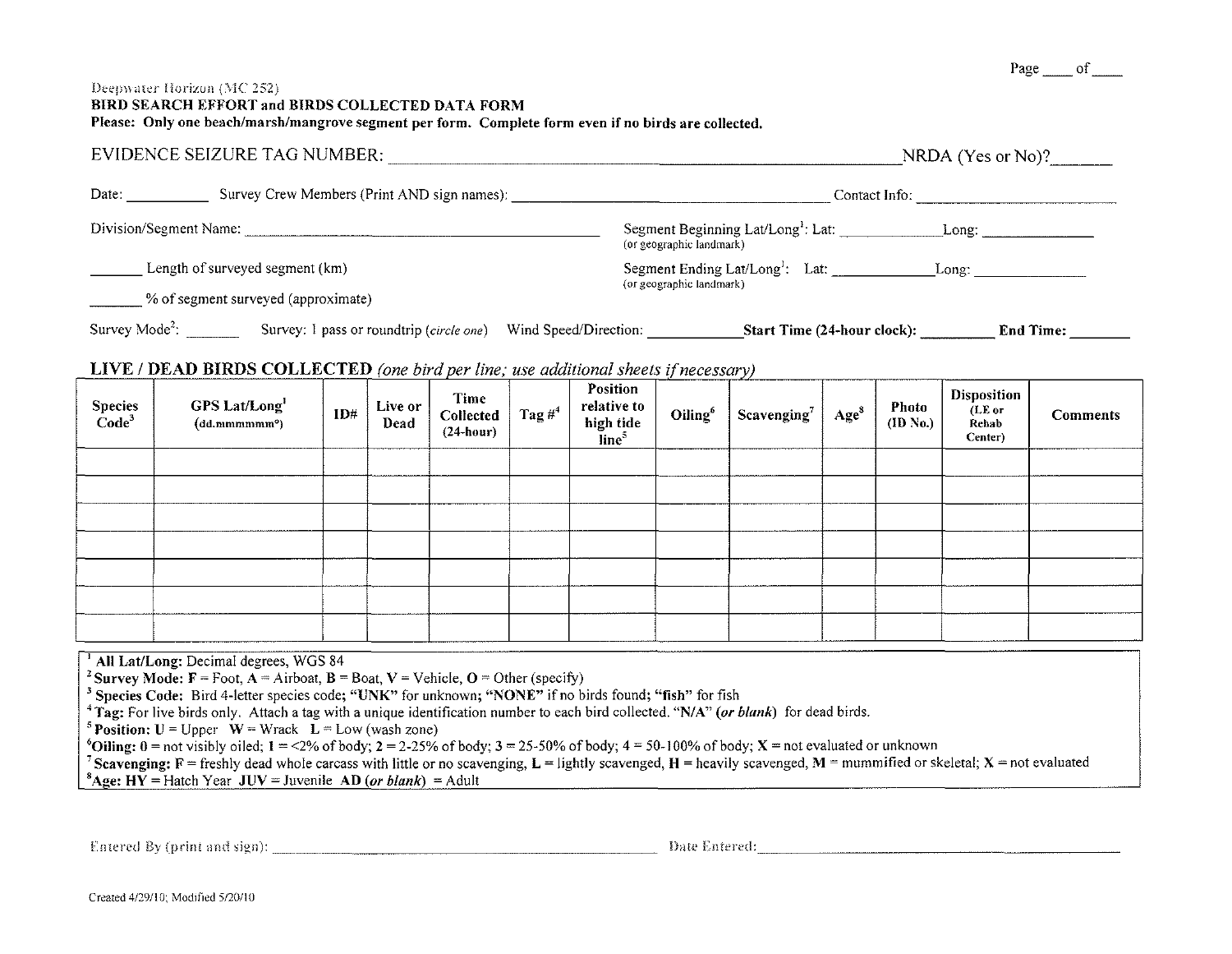Page ____ of ____

Deepwater Horizon (MC 252)
**BIRD SEARCH EFFORT and BIRDS COLLECTED DATA FORM**
**Please: Only one beach/marsh/mangrove segment per form. Complete form even if no birds are collected.**

EVIDENCE SEIZURE TAG NUMBER: ______________________________ NRDA (Yes or No)? ______

Date: __________ Survey Crew Members (Print AND sign names): ______________________________ Contact Info: ______________________

Division/Segment Name: ______________________________ Segment Beginning Lat/Long[1]: Lat: ____________ Long: ____________
(or geographic landmark)

______ Length of surveyed segment (km) Segment Ending Lat/Long[1]: Lat: ____________ Long: ____________
(or geographic landmark)

______ % of segment surveyed (approximate)

Survey Mode[2]: ______ Survey: 1 pass or roundtrip (*circle one*) Wind Speed/Direction: ____________ **Start Time (24-hour clock):** ________ **End Time:** ________

## LIVE / DEAD BIRDS COLLECTED *(one bird per line; use additional sheets if necessary)*

| Species Code[3] | GPS Lat/Long[1] (dd.mmmmmm°) | ID# | Live or Dead | Time Collected (24-hour) | Tag #[4] | Position relative to high tide line[5] | Oiling[6] | Scavenging[7] | Age[8] | Photo (ID No.) | Disposition (LE or Rehab Center) | Comments |
|---|---|---|---|---|---|---|---|---|---|---|---|---|
| | | | | | | | | | | | | |
| | | | | | | | | | | | | |
| | | | | | | | | | | | | |
| | | | | | | | | | | | | |
| | | | | | | | | | | | | |
| | | | | | | | | | | | | |
| | | | | | | | | | | | | |

[1] **All Lat/Long:** Decimal degrees, WGS 84
[2] **Survey Mode: F** = Foot, **A** = Airboat, **B** = Boat, **V** = Vehicle, **O** = Other (specify)
[3] **Species Code:** Bird 4-letter species code; **"UNK"** for unknown; **"NONE"** if no birds found; **"fish"** for fish
[4] **Tag:** For live birds only. Attach a tag with a unique identification number to each bird collected. "N/A" (*or blank*) for dead birds.
[5] **Position: U** = Upper **W** = Wrack **L** = Low (wash zone)
[6] **Oiling: 0** = not visibly oiled; **1** = <2% of body; **2** = 2-25% of body; **3** = 25-50% of body; **4** = 50-100% of body; **X** = not evaluated or unknown
[7] **Scavenging: F** = freshly dead whole carcass with little or no scavenging, **L** = lightly scavenged, **H** = heavily scavenged, **M** = mummified or skeletal; **X** = not evaluated
[8] **Age: HY** = Hatch Year **JUV** = Juvenile **AD** (*or blank*) = Adult

Entered By (print and sign): ______________________________ Date Entered: ______________________________

Created 4/29/10; Modified 5/20/10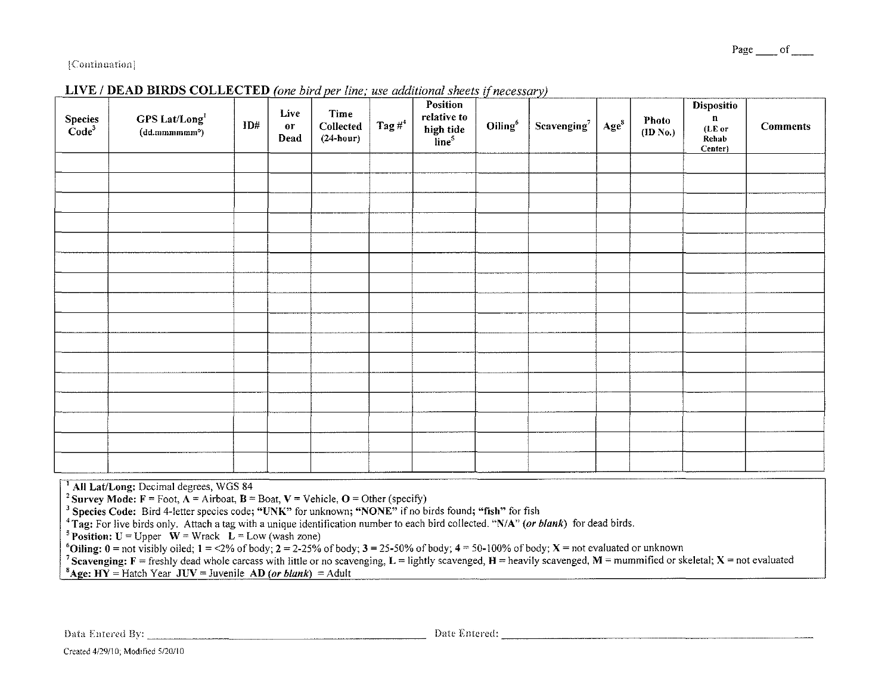[Continuation]

## LIVE / DEAD BIRDS COLLECTED *(one bird per line; use additional sheets if necessary)*

| Species Code[3] | GPS Lat/Long[1] (dd.mmmmmm°) | ID# | Live or Dead | Time Collected (24-hour) | Tag #[4] | Position relative to high tide line[5] | Oiling[6] | Scavenging[7] | Age[8] | Photo (ID No.) | Disposition (LE or Rehab Center) | Comments |
|---|---|---|---|---|---|---|---|---|---|---|---|---|
| | | | | | | | | | | | | |
| | | | | | | | | | | | | |
| | | | | | | | | | | | | |
| | | | | | | | | | | | | |
| | | | | | | | | | | | | |
| | | | | | | | | | | | | |
| | | | | | | | | | | | | |
| | | | | | | | | | | | | |
| | | | | | | | | | | | | |
| | | | | | | | | | | | | |
| | | | | | | | | | | | | |
| | | | | | | | | | | | | |
| | | | | | | | | | | | | |
| | | | | | | | | | | | | |
| | | | | | | | | | | | | |
| | | | | | | | | | | | | |

[1] **All Lat/Long:** Decimal degrees, WGS 84
[2] **Survey Mode: F** = Foot, **A** = Airboat, **B** = Boat, **V** = Vehicle, **O** = Other (specify)
[3] **Species Code:** Bird 4-letter species code; **"UNK"** for unknown; **"NONE"** if no birds found; **"fish"** for fish
[4] **Tag:** For live birds only. Attach a tag with a unique identification number to each bird collected. "N/A" ***(or blank)*** for dead birds.
[5] **Position: U** = Upper **W** = Wrack **L** = Low (wash zone)
[6] **Oiling: 0** = not visibly oiled; **1** = <2% of body; **2** = 2-25% of body; **3** = 25-50% of body; **4** = 50-100% of body; **X** = not evaluated or unknown
[7] **Scavenging: F** = freshly dead whole carcass with little or no scavenging, **L** = lightly scavenged, **H** = heavily scavenged, **M** = mummified or skeletal; **X** = not evaluated
[8] **Age: HY** = Hatch Year **JUV** = Juvenile **AD** ***(or blank)*** = Adult

Data Entered By: ______________________ Date Entered: ______________________

Created 4/29/10; Modified 5/20/10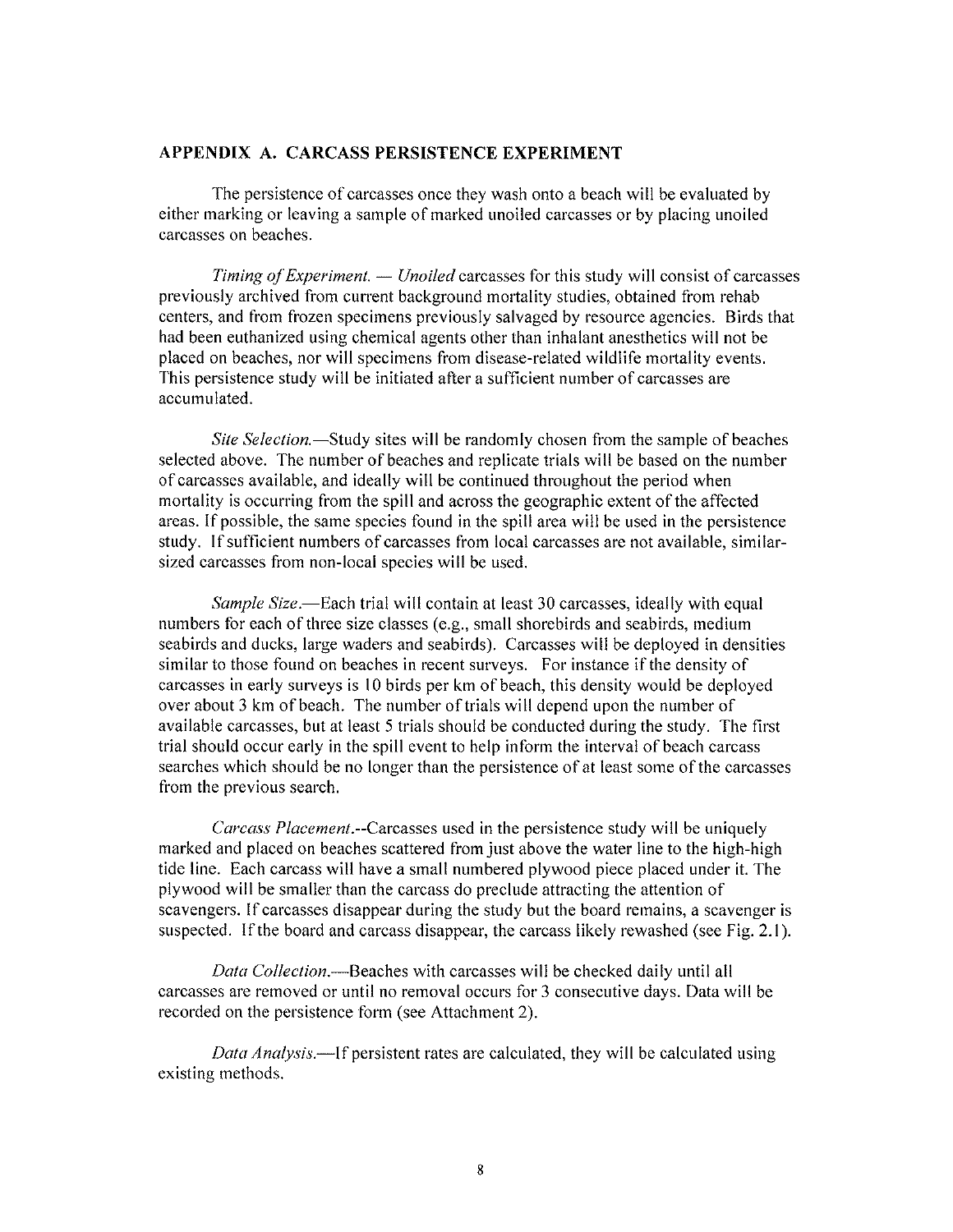## APPENDIX A. CARCASS PERSISTENCE EXPERIMENT

The persistence of carcasses once they wash onto a beach will be evaluated by either marking or leaving a sample of marked unoiled carcasses or by placing unoiled carcasses on beaches.

*Timing of Experiment. — Unoiled* carcasses for this study will consist of carcasses previously archived from current background mortality studies, obtained from rehab centers, and from frozen specimens previously salvaged by resource agencies. Birds that had been euthanized using chemical agents other than inhalant anesthetics will not be placed on beaches, nor will specimens from disease-related wildlife mortality events. This persistence study will be initiated after a sufficient number of carcasses are accumulated.

*Site Selection.*—Study sites will be randomly chosen from the sample of beaches selected above. The number of beaches and replicate trials will be based on the number of carcasses available, and ideally will be continued throughout the period when mortality is occurring from the spill and across the geographic extent of the affected areas. If possible, the same species found in the spill area will be used in the persistence study. If sufficient numbers of carcasses from local carcasses are not available, similar-sized carcasses from non-local species will be used.

*Sample Size.*—Each trial will contain at least 30 carcasses, ideally with equal numbers for each of three size classes (e.g., small shorebirds and seabirds, medium seabirds and ducks, large waders and seabirds). Carcasses will be deployed in densities similar to those found on beaches in recent surveys. For instance if the density of carcasses in early surveys is 10 birds per km of beach, this density would be deployed over about 3 km of beach. The number of trials will depend upon the number of available carcasses, but at least 5 trials should be conducted during the study. The first trial should occur early in the spill event to help inform the interval of beach carcass searches which should be no longer than the persistence of at least some of the carcasses from the previous search.

*Carcass Placement.*--Carcasses used in the persistence study will be uniquely marked and placed on beaches scattered from just above the water line to the high-high tide line. Each carcass will have a small numbered plywood piece placed under it. The plywood will be smaller than the carcass do preclude attracting the attention of scavengers. If carcasses disappear during the study but the board remains, a scavenger is suspected. If the board and carcass disappear, the carcass likely rewashed (see Fig. 2.1).

*Data Collection.*—Beaches with carcasses will be checked daily until all carcasses are removed or until no removal occurs for 3 consecutive days. Data will be recorded on the persistence form (see Attachment 2).

*Data Analysis.*—If persistent rates are calculated, they will be calculated using existing methods.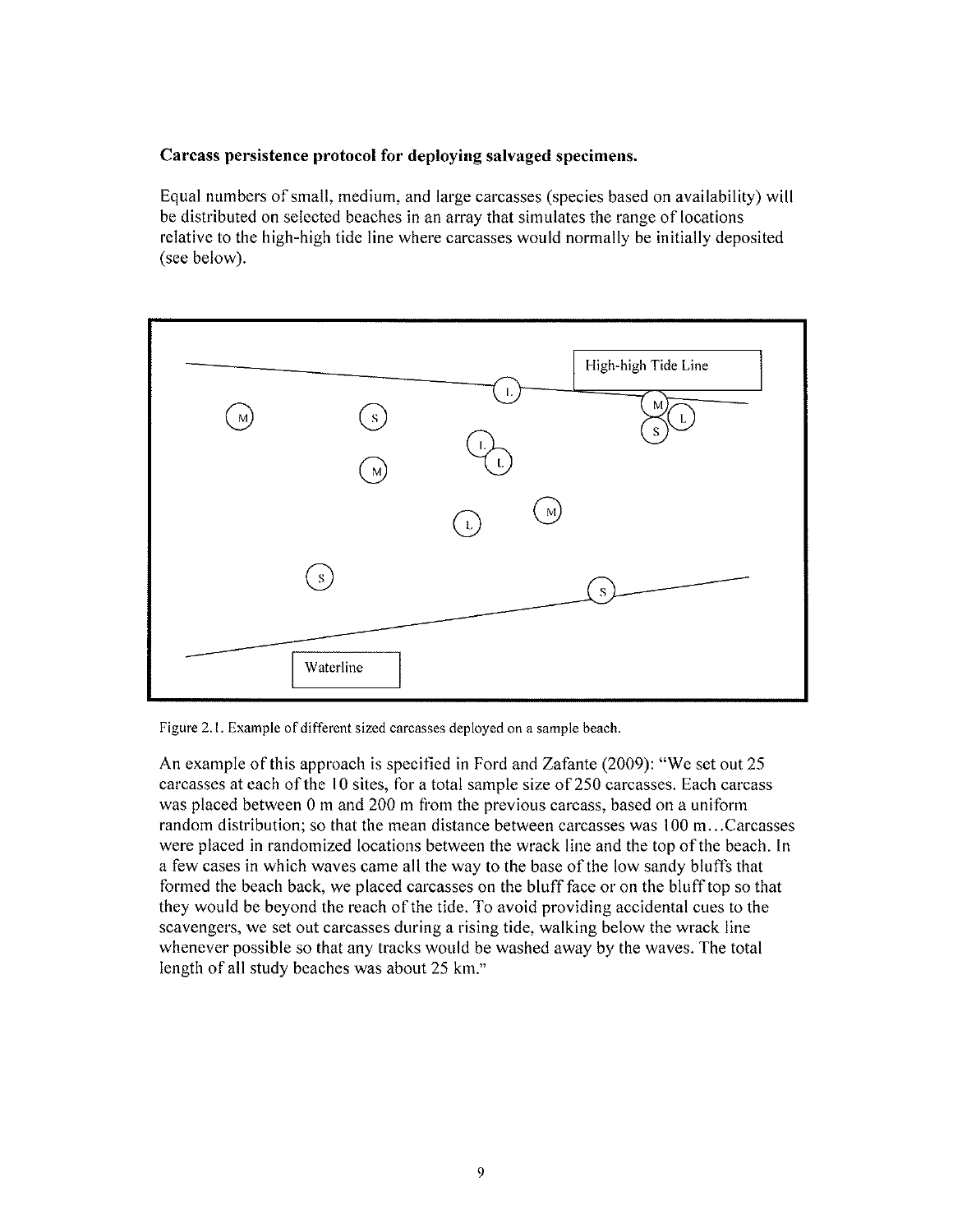**Carcass persistence protocol for deploying salvaged specimens.**

Equal numbers of small, medium, and large carcasses (species based on availability) will be distributed on selected beaches in an array that simulates the range of locations relative to the high-high tide line where carcasses would normally be initially deposited (see below).

Figure 2.1. Example of different sized carcasses deployed on a sample beach.

An example of this approach is specified in Ford and Zafante (2009): "We set out 25 carcasses at each of the 10 sites, for a total sample size of 250 carcasses. Each carcass was placed between 0 m and 200 m from the previous carcass, based on a uniform random distribution; so that the mean distance between carcasses was 100 m…Carcasses were placed in randomized locations between the wrack line and the top of the beach. In a few cases in which waves came all the way to the base of the low sandy bluffs that formed the beach back, we placed carcasses on the bluff face or on the bluff top so that they would be beyond the reach of the tide. To avoid providing accidental cues to the scavengers, we set out carcasses during a rising tide, walking below the wrack line whenever possible so that any tracks would be washed away by the waves. The total length of all study beaches was about 25 km."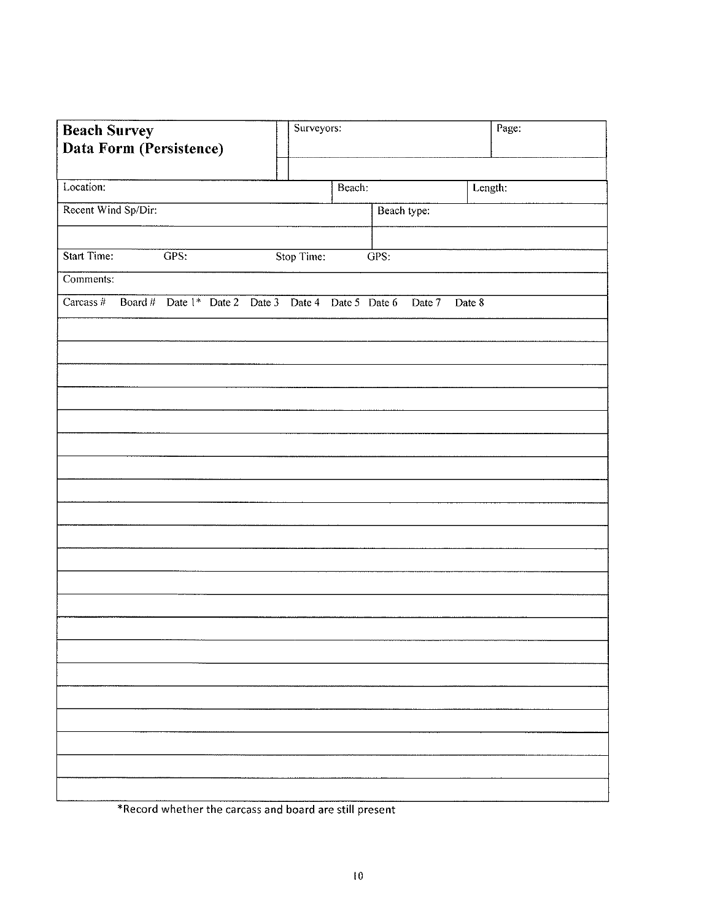**Beach Survey**
**Data Form (Persistence)**

| Surveyors: | Page: |
|---|---|
| | |

| Location: | Beach: | Length: |
|---|---|---|

| Recent Wind Sp/Dir: | Beach type: |
|---|---|
| | |

| Start Time: | GPS: | Stop Time: | GPS: |
|---|---|---|---|

Comments:

| Carcass # | Board # | Date 1* | Date 2 | Date 3 | Date 4 | Date 5 | Date 6 | Date 7 | Date 8 |
|---|---|---|---|---|---|---|---|---|---|
| | | | | | | | | | |
| | | | | | | | | | |
| | | | | | | | | | |
| | | | | | | | | | |
| | | | | | | | | | |
| | | | | | | | | | |
| | | | | | | | | | |
| | | | | | | | | | |
| | | | | | | | | | |
| | | | | | | | | | |
| | | | | | | | | | |
| | | | | | | | | | |
| | | | | | | | | | |
| | | | | | | | | | |
| | | | | | | | | | |
| | | | | | | | | | |
| | | | | | | | | | |
| | | | | | | | | | |
| | | | | | | | | | |
| | | | | | | | | | |
| | | | | | | | | | |

*Record whether the carcass and board are still present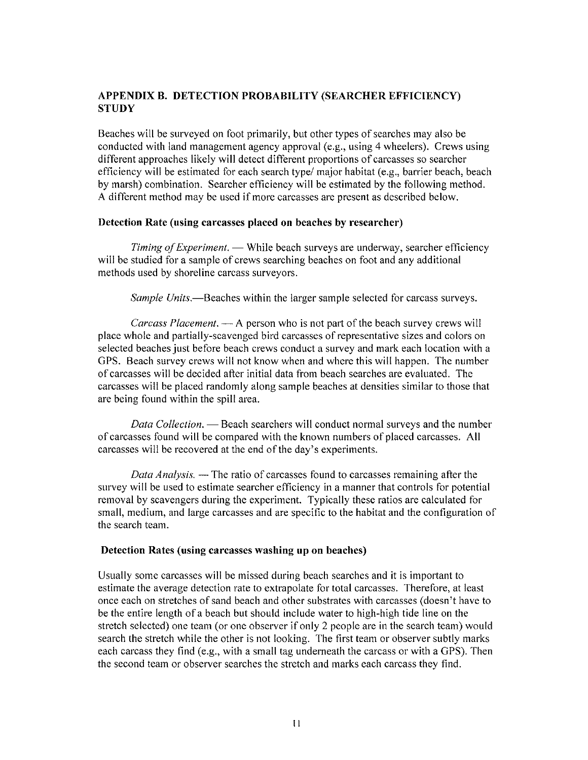## APPENDIX B. DETECTION PROBABILITY (SEARCHER EFFICIENCY) STUDY

Beaches will be surveyed on foot primarily, but other types of searches may also be conducted with land management agency approval (e.g., using 4 wheelers). Crews using different approaches likely will detect different proportions of carcasses so searcher efficiency will be estimated for each search type/ major habitat (e.g., barrier beach, beach by marsh) combination. Searcher efficiency will be estimated by the following method. A different method may be used if more carcasses are present as described below.

### Detection Rate (using carcasses placed on beaches by researcher)

*Timing of Experiment.* — While beach surveys are underway, searcher efficiency will be studied for a sample of crews searching beaches on foot and any additional methods used by shoreline carcass surveyors.

*Sample Units.*—Beaches within the larger sample selected for carcass surveys.

*Carcass Placement.* — A person who is not part of the beach survey crews will place whole and partially-scavenged bird carcasses of representative sizes and colors on selected beaches just before beach crews conduct a survey and mark each location with a GPS. Beach survey crews will not know when and where this will happen. The number of carcasses will be decided after initial data from beach searches are evaluated. The carcasses will be placed randomly along sample beaches at densities similar to those that are being found within the spill area.

*Data Collection.* — Beach searchers will conduct normal surveys and the number of carcasses found will be compared with the known numbers of placed carcasses. All carcasses will be recovered at the end of the day's experiments.

*Data Analysis.* — The ratio of carcasses found to carcasses remaining after the survey will be used to estimate searcher efficiency in a manner that controls for potential removal by scavengers during the experiment. Typically these ratios are calculated for small, medium, and large carcasses and are specific to the habitat and the configuration of the search team.

### Detection Rates (using carcasses washing up on beaches)

Usually some carcasses will be missed during beach searches and it is important to estimate the average detection rate to extrapolate for total carcasses. Therefore, at least once each on stretches of sand beach and other substrates with carcasses (doesn't have to be the entire length of a beach but should include water to high-high tide line on the stretch selected) one team (or one observer if only 2 people are in the search team) would search the stretch while the other is not looking. The first team or observer subtly marks each carcass they find (e.g., with a small tag underneath the carcass or with a GPS). Then the second team or observer searches the stretch and marks each carcass they find.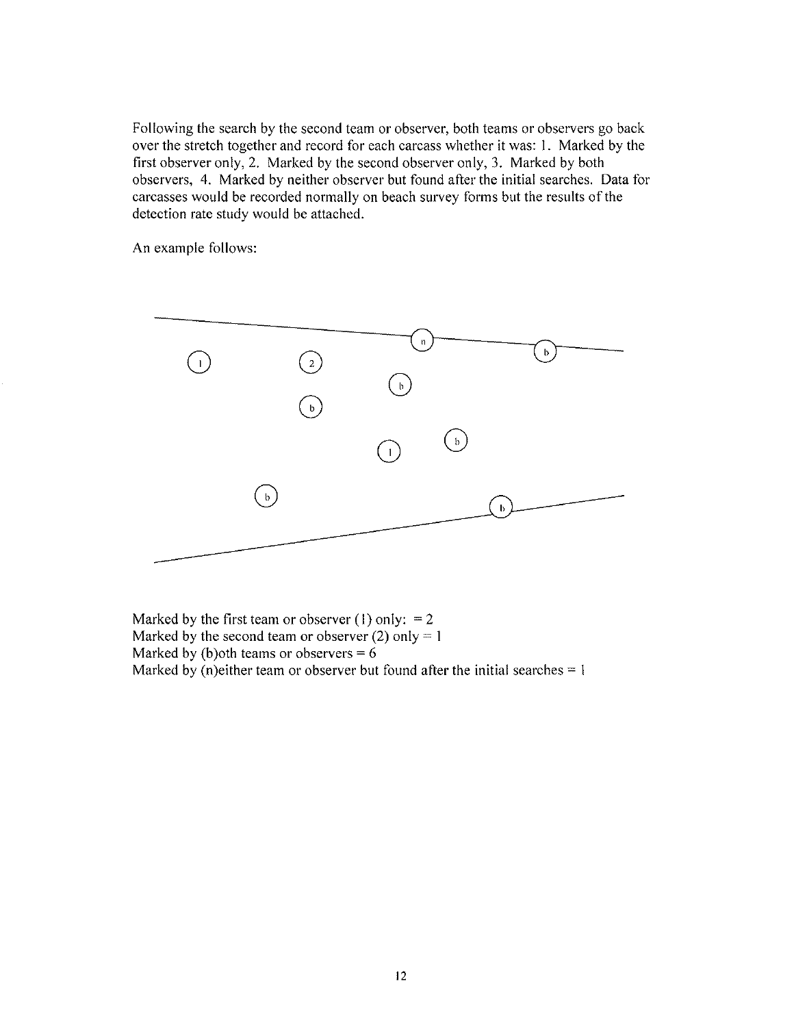Following the search by the second team or observer, both teams or observers go back over the stretch together and record for each carcass whether it was: 1. Marked by the first observer only, 2. Marked by the second observer only, 3. Marked by both observers, 4. Marked by neither observer but found after the initial searches. Data for carcasses would be recorded normally on beach survey forms but the results of the detection rate study would be attached.

An example follows:

Marked by the first team or observer (1) only: = 2
Marked by the second team or observer (2) only = 1
Marked by (b)oth teams or observers = 6
Marked by (n)either team or observer but found after the initial searches = 1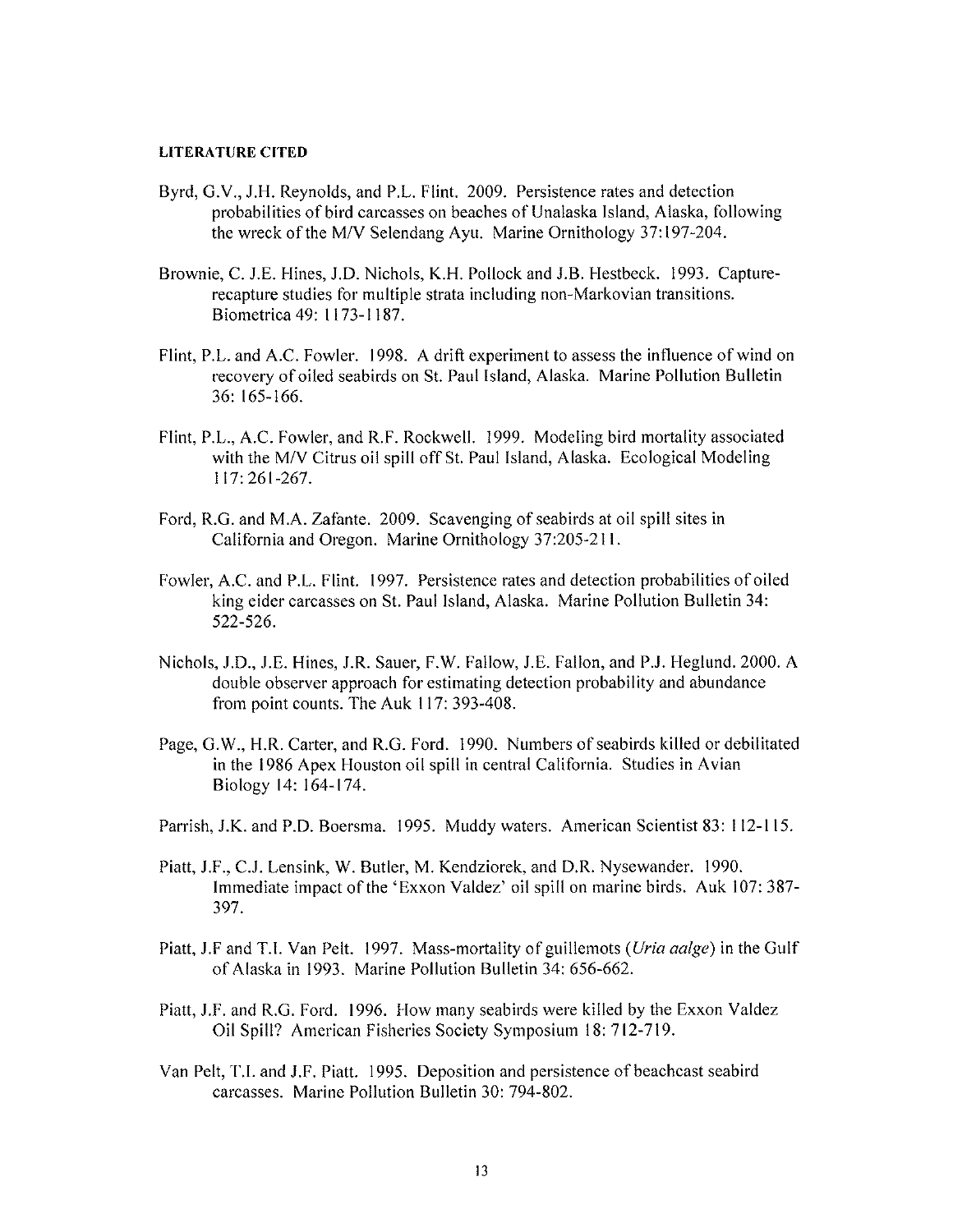**LITERATURE CITED**

Byrd, G.V., J.H. Reynolds, and P.L. Flint. 2009. Persistence rates and detection probabilities of bird carcasses on beaches of Unalaska Island, Alaska, following the wreck of the M/V Selendang Ayu. Marine Ornithology 37:197-204.

Brownie, C. J.E. Hines, J.D. Nichols, K.H. Pollock and J.B. Hestbeck. 1993. Capture-recapture studies for multiple strata including non-Markovian transitions. Biometrica 49: 1173-1187.

Flint, P.L. and A.C. Fowler. 1998. A drift experiment to assess the influence of wind on recovery of oiled seabirds on St. Paul Island, Alaska. Marine Pollution Bulletin 36: 165-166.

Flint, P.L., A.C. Fowler, and R.F. Rockwell. 1999. Modeling bird mortality associated with the M/V Citrus oil spill off St. Paul Island, Alaska. Ecological Modeling 117: 261-267.

Ford, R.G. and M.A. Zafante. 2009. Scavenging of seabirds at oil spill sites in California and Oregon. Marine Ornithology 37:205-211.

Fowler, A.C. and P.L. Flint. 1997. Persistence rates and detection probabilities of oiled king eider carcasses on St. Paul Island, Alaska. Marine Pollution Bulletin 34: 522-526.

Nichols, J.D., J.E. Hines, J.R. Sauer, F.W. Fallow, J.E. Fallon, and P.J. Heglund. 2000. A double observer approach for estimating detection probability and abundance from point counts. The Auk 117: 393-408.

Page, G.W., H.R. Carter, and R.G. Ford. 1990. Numbers of seabirds killed or debilitated in the 1986 Apex Houston oil spill in central California. Studies in Avian Biology 14: 164-174.

Parrish, J.K. and P.D. Boersma. 1995. Muddy waters. American Scientist 83: 112-115.

Piatt, J.F., C.J. Lensink, W. Butler, M. Kendziorek, and D.R. Nysewander. 1990. Immediate impact of the 'Exxon Valdez' oil spill on marine birds. Auk 107: 387-397.

Piatt, J.F and T.I. Van Pelt. 1997. Mass-mortality of guillemots (*Uria aalge*) in the Gulf of Alaska in 1993. Marine Pollution Bulletin 34: 656-662.

Piatt, J.F. and R.G. Ford. 1996. How many seabirds were killed by the Exxon Valdez Oil Spill? American Fisheries Society Symposium 18: 712-719.

Van Pelt, T.I. and J.F. Piatt. 1995. Deposition and persistence of beachcast seabird carcasses. Marine Pollution Bulletin 30: 794-802.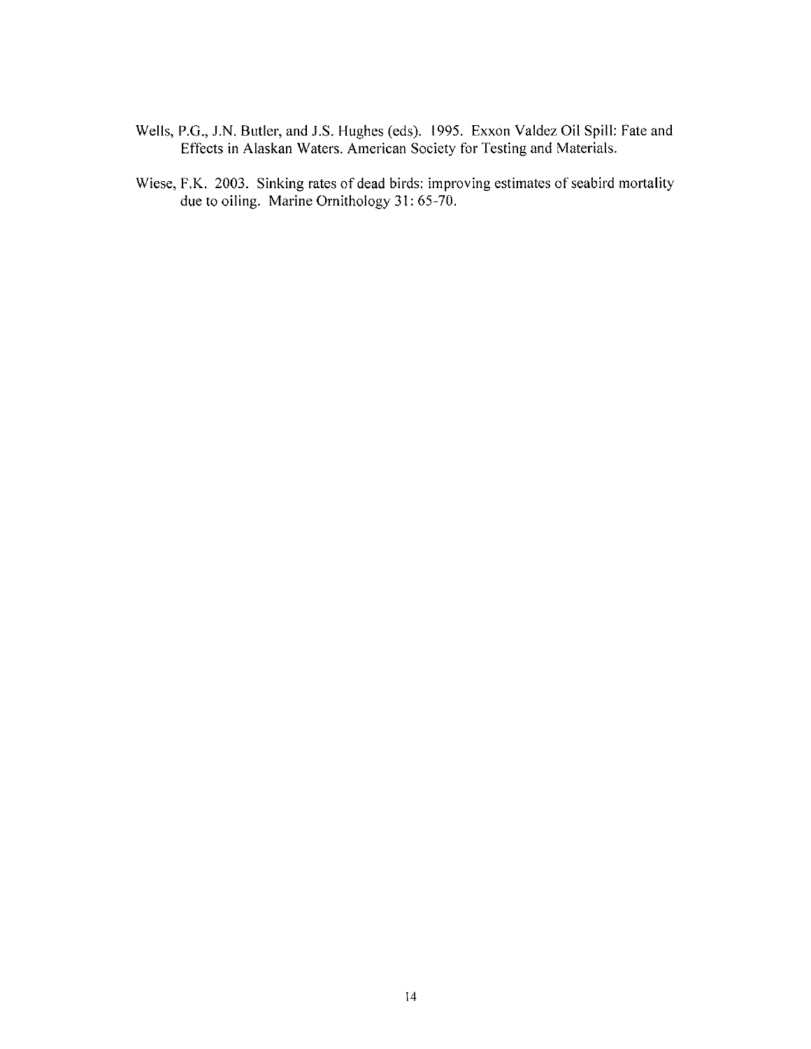Wells, P.G., J.N. Butler, and J.S. Hughes (eds). 1995. Exxon Valdez Oil Spill: Fate and Effects in Alaskan Waters. American Society for Testing and Materials.

Wiese, F.K. 2003. Sinking rates of dead birds: improving estimates of seabird mortality due to oiling. Marine Ornithology 31: 65-70.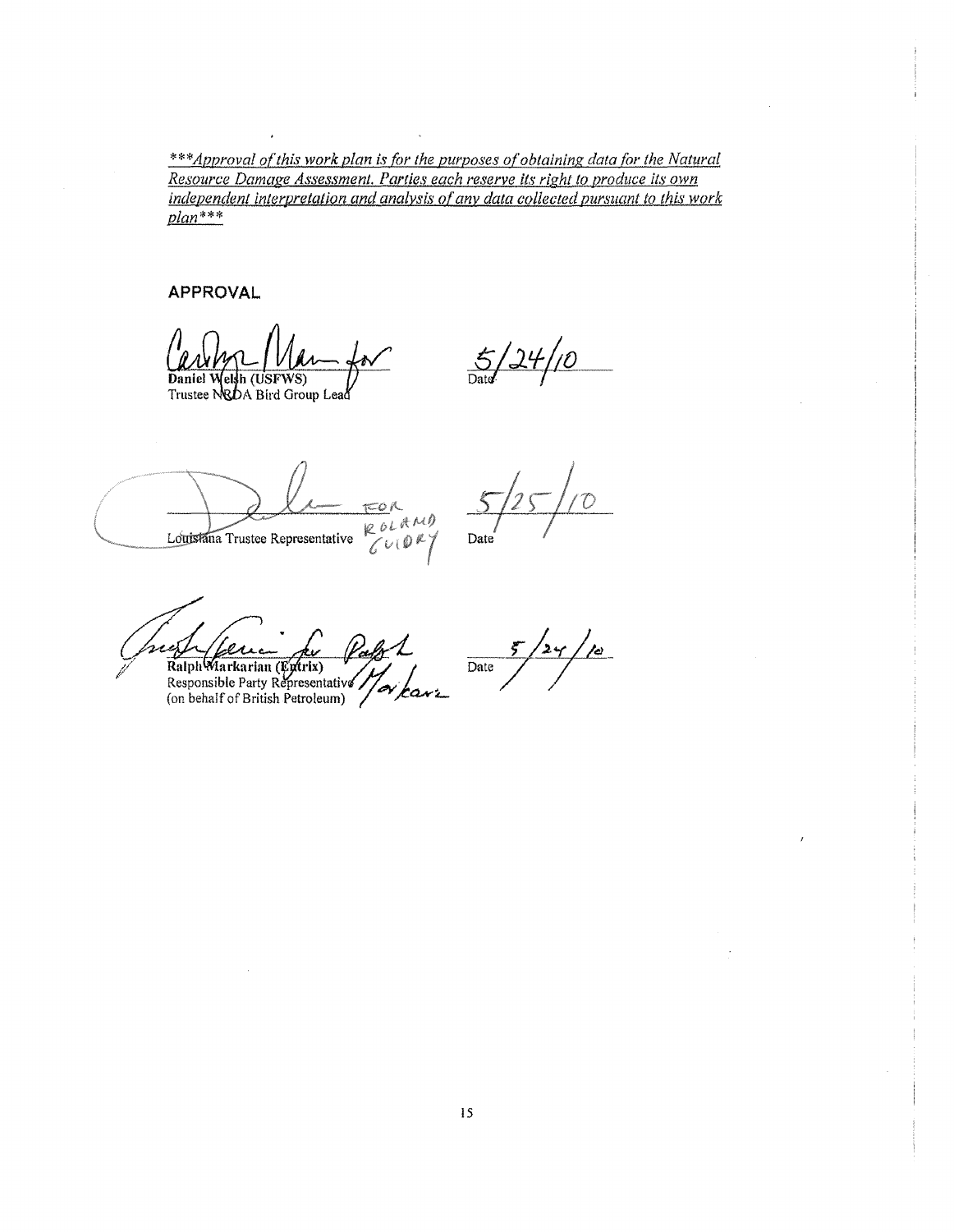****Approval of this work plan is for the purposes of obtaining data for the Natural Resource Damage Assessment. Parties each reserve its right to produce its own independent interpretation and analysis of any data collected pursuant to this work plan****

**APPROVAL**

Carolyn Mann for
**Daniel Welsh (USFWS)**
Trustee NRDA Bird Group Lead

5/24/10
Date

FOR ROLAND GUIDRY
Louisiana Trustee Representative

5/25/10
Date

for Ralph Markarian
**Ralph Markarian (Entrix)**
Responsible Party Representative
(on behalf of British Petroleum)

5/24/10
Date